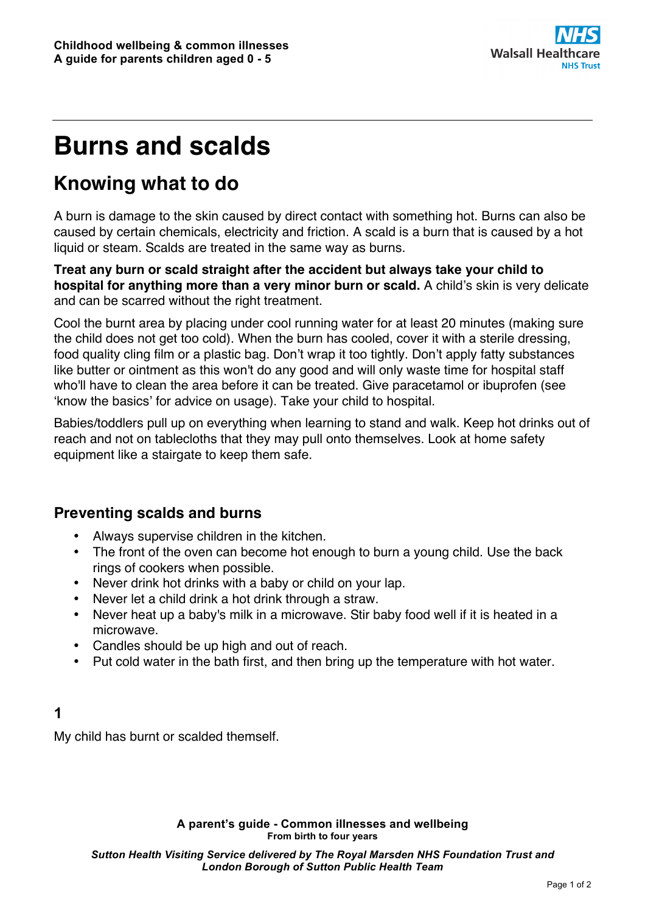# Burns and scalds

## Knowing what to do

A burn is damage to the skin caused by direct contact with something hot. Burns can also be caused by certain chemicals, electricity and friction. A scald is a burn that is caused by a hot liquid or steam. Scalds are treated in the same way as burns.

**Treat any burn or scald straight after the accident but always take your child to hospital for anything more than a very minor burn or scald.** A child's skin is very delicate and can be scarred without the right treatment.

Cool the burnt area by placing under cool running water for at least 20 minutes (making sure the child does not get too cold). When the burn has cooled, cover it with a sterile dressing, food quality cling film or a plastic bag. Don't wrap it too tightly. Don't apply fatty substances like butter or ointment as this won't do any good and will only waste time for hospital staff who'll have to clean the area before it can be treated. Give paracetamol or ibuprofen (see 'know the basics' for advice on usage). Take your child to hospital.

Babies/toddlers pull up on everything when learning to stand and walk. Keep hot drinks out of reach and not on tablecloths that they may pull onto themselves. Look at home safety equipment like a stairgate to keep them safe.

### Preventing scalds and burns

- Always supervise children in the kitchen.
- The front of the oven can become hot enough to burn a young child. Use the back rings of cookers when possible.
- Never drink hot drinks with a baby or child on your lap.
- Never let a child drink a hot drink through a straw.
- Never heat up a baby's milk in a microwave. Stir baby food well if it is heated in a microwave.
- Candles should be up high and out of reach.
- Put cold water in the bath first, and then bring up the temperature with hot water.

**1**

My child has burnt or scalded themself.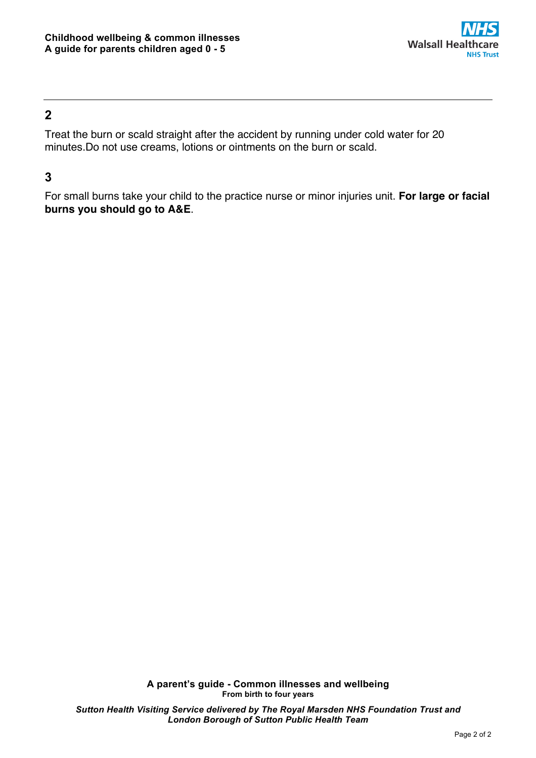## 2

Treat the burn or scald straight after the accident by running under cold water for 20 minutes.Do not use creams, lotions or ointments on the burn or scald.

## 3

For small burns take your child to the practice nurse or minor injuries unit. **For large or facial burns you should go to A&E**.